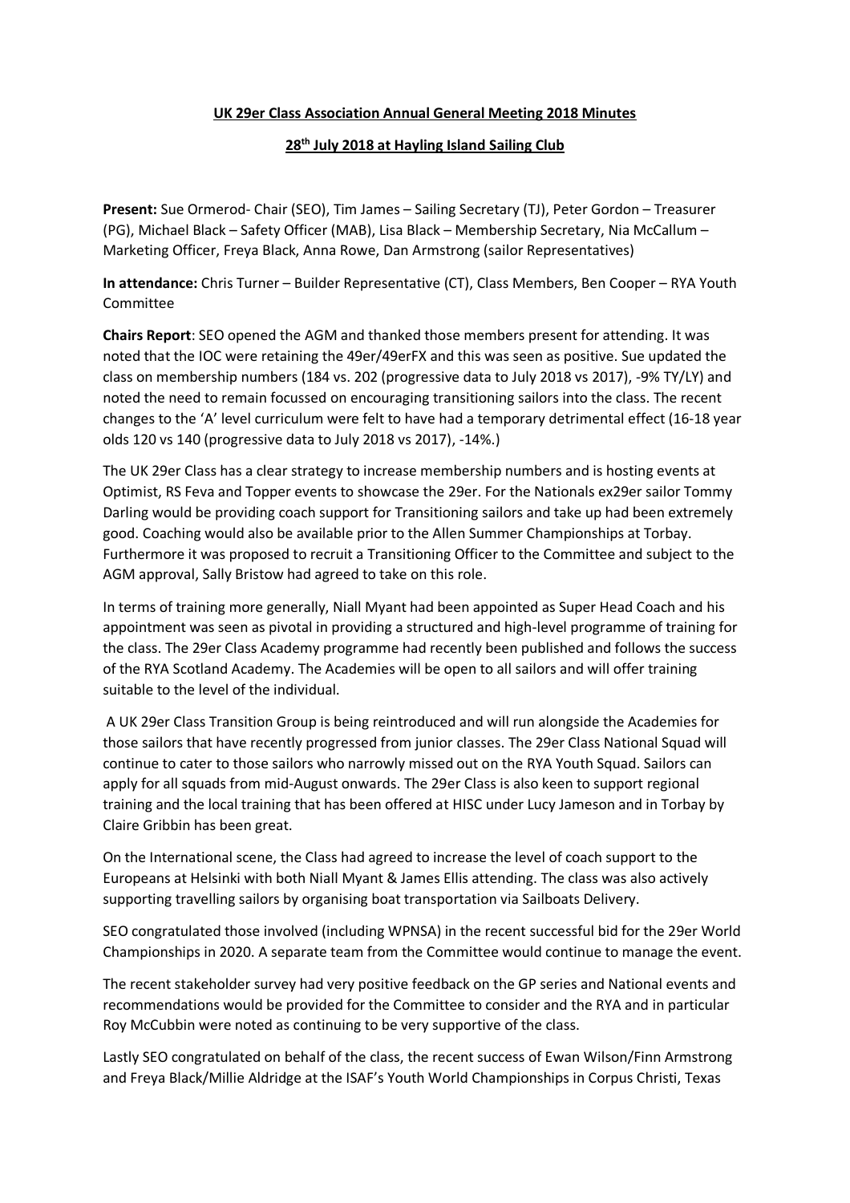**UK 29er Class Association Annual General Meeting 2018 Minutes**

**28th July 2018 at Hayling Island Sailing Club**

**Present:** Sue Ormerod- Chair (SEO), Tim James – Sailing Secretary (TJ), Peter Gordon – Treasurer (PG), Michael Black – Safety Officer (MAB), Lisa Black – Membership Secretary, Nia McCallum – Marketing Officer, Freya Black, Anna Rowe, Dan Armstrong (sailor Representatives)

**In attendance:** Chris Turner – Builder Representative (CT), Class Members, Ben Cooper – RYA Youth Committee

**Chairs Report**: SEO opened the AGM and thanked those members present for attending. It was noted that the IOC were retaining the 49er/49erFX and this was seen as positive. Sue updated the class on membership numbers (184 vs. 202 (progressive data to July 2018 vs 2017), -9% TY/LY) and noted the need to remain focussed on encouraging transitioning sailors into the class. The recent changes to the 'A' level curriculum were felt to have had a temporary detrimental effect (16-18 year olds 120 vs 140 (progressive data to July 2018 vs 2017), -14%.)

The UK 29er Class has a clear strategy to increase membership numbers and is hosting events at Optimist, RS Feva and Topper events to showcase the 29er. For the Nationals ex29er sailor Tommy Darling would be providing coach support for Transitioning sailors and take up had been extremely good. Coaching would also be available prior to the Allen Summer Championships at Torbay. Furthermore it was proposed to recruit a Transitioning Officer to the Committee and subject to the AGM approval, Sally Bristow had agreed to take on this role.

In terms of training more generally, Niall Myant had been appointed as Super Head Coach and his appointment was seen as pivotal in providing a structured and high-level programme of training for the class. The 29er Class Academy programme had recently been published and follows the success of the RYA Scotland Academy. The Academies will be open to all sailors and will offer training suitable to the level of the individual.

A UK 29er Class Transition Group is being reintroduced and will run alongside the Academies for those sailors that have recently progressed from junior classes. The 29er Class National Squad will continue to cater to those sailors who narrowly missed out on the RYA Youth Squad. Sailors can apply for all squads from mid-August onwards. The 29er Class is also keen to support regional training and the local training that has been offered at HISC under Lucy Jameson and in Torbay by Claire Gribbin has been great.

On the International scene, the Class had agreed to increase the level of coach support to the Europeans at Helsinki with both Niall Myant & James Ellis attending. The class was also actively supporting travelling sailors by organising boat transportation via Sailboats Delivery.

SEO congratulated those involved (including WPNSA) in the recent successful bid for the 29er World Championships in 2020. A separate team from the Committee would continue to manage the event.

The recent stakeholder survey had very positive feedback on the GP series and National events and recommendations would be provided for the Committee to consider and the RYA and in particular Roy McCubbin were noted as continuing to be very supportive of the class.

Lastly SEO congratulated on behalf of the class, the recent success of Ewan Wilson/Finn Armstrong and Freya Black/Millie Aldridge at the ISAF's Youth World Championships in Corpus Christi, Texas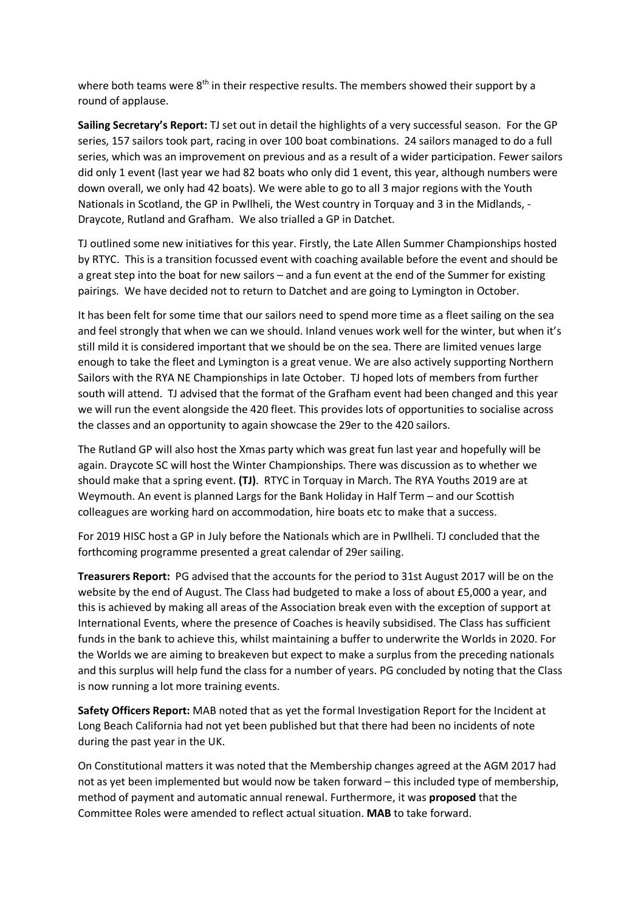where both teams were 8th in their respective results. The members showed their support by a round of applause.

**Sailing Secretary's Report:** TJ set out in detail the highlights of a very successful season. For the GP series, 157 sailors took part, racing in over 100 boat combinations. 24 sailors managed to do a full series, which was an improvement on previous and as a result of a wider participation. Fewer sailors did only 1 event (last year we had 82 boats who only did 1 event, this year, although numbers were down overall, we only had 42 boats). We were able to go to all 3 major regions with the Youth Nationals in Scotland, the GP in Pwllheli, the West country in Torquay and 3 in the Midlands, - Draycote, Rutland and Grafham. We also trialled a GP in Datchet.

TJ outlined some new initiatives for this year. Firstly, the Late Allen Summer Championships hosted by RTYC. This is a transition focussed event with coaching available before the event and should be a great step into the boat for new sailors – and a fun event at the end of the Summer for existing pairings. We have decided not to return to Datchet and are going to Lymington in October.

It has been felt for some time that our sailors need to spend more time as a fleet sailing on the sea and feel strongly that when we can we should. Inland venues work well for the winter, but when it's still mild it is considered important that we should be on the sea. There are limited venues large enough to take the fleet and Lymington is a great venue. We are also actively supporting Northern Sailors with the RYA NE Championships in late October. TJ hoped lots of members from further south will attend. TJ advised that the format of the Grafham event had been changed and this year we will run the event alongside the 420 fleet. This provides lots of opportunities to socialise across the classes and an opportunity to again showcase the 29er to the 420 sailors.

The Rutland GP will also host the Xmas party which was great fun last year and hopefully will be again. Draycote SC will host the Winter Championships. There was discussion as to whether we should make that a spring event. **(TJ)**. RTYC in Torquay in March. The RYA Youths 2019 are at Weymouth. An event is planned Largs for the Bank Holiday in Half Term – and our Scottish colleagues are working hard on accommodation, hire boats etc to make that a success.

For 2019 HISC host a GP in July before the Nationals which are in Pwllheli. TJ concluded that the forthcoming programme presented a great calendar of 29er sailing.

**Treasurers Report:** PG advised that the accounts for the period to 31st August 2017 will be on the website by the end of August. The Class had budgeted to make a loss of about £5,000 a year, and this is achieved by making all areas of the Association break even with the exception of support at International Events, where the presence of Coaches is heavily subsidised. The Class has sufficient funds in the bank to achieve this, whilst maintaining a buffer to underwrite the Worlds in 2020. For the Worlds we are aiming to breakeven but expect to make a surplus from the preceding nationals and this surplus will help fund the class for a number of years. PG concluded by noting that the Class is now running a lot more training events.

**Safety Officers Report:** MAB noted that as yet the formal Investigation Report for the Incident at Long Beach California had not yet been published but that there had been no incidents of note during the past year in the UK.

On Constitutional matters it was noted that the Membership changes agreed at the AGM 2017 had not as yet been implemented but would now be taken forward – this included type of membership, method of payment and automatic annual renewal. Furthermore, it was **proposed** that the Committee Roles were amended to reflect actual situation. **MAB** to take forward.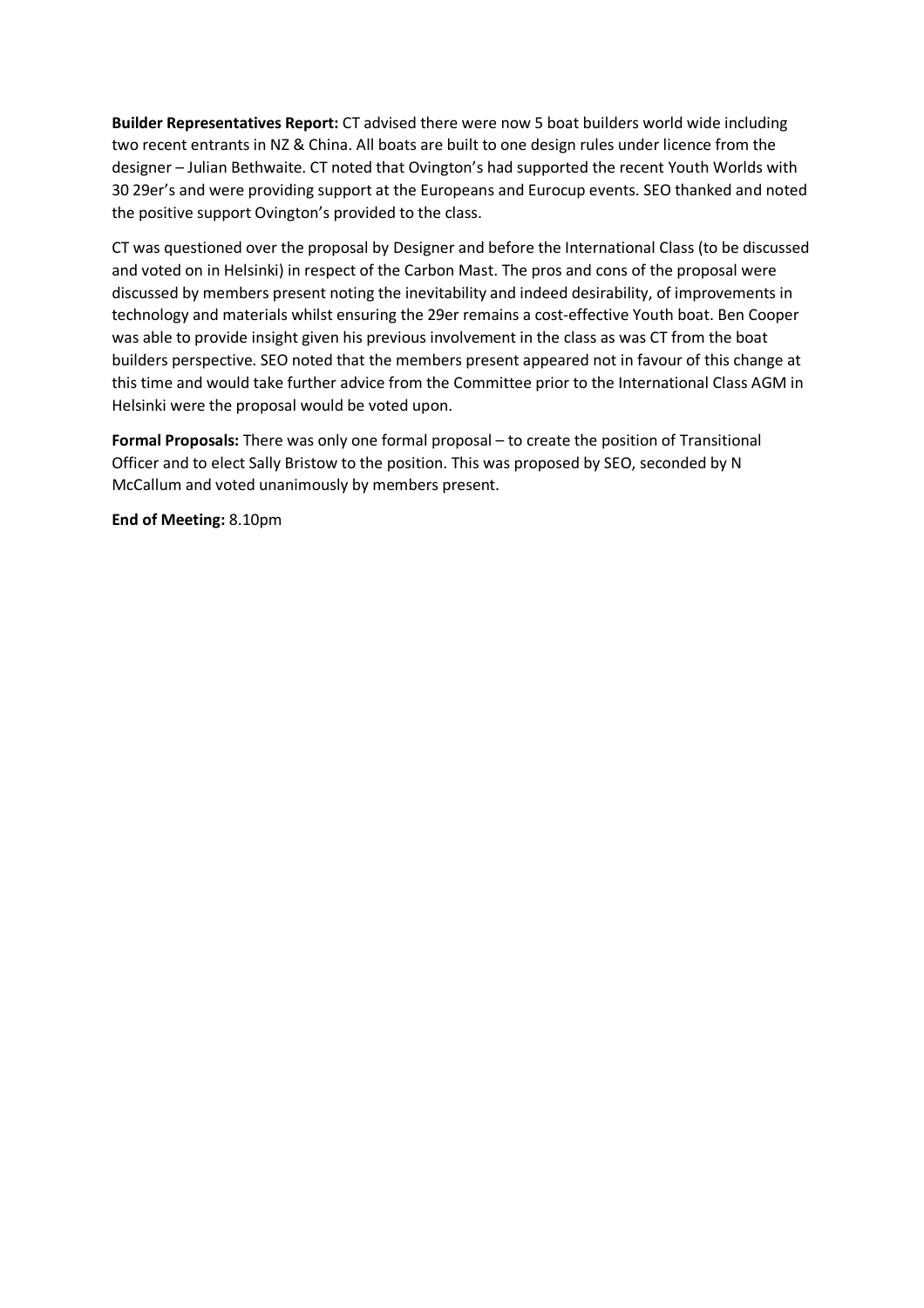**Builder Representatives Report:** CT advised there were now 5 boat builders world wide including two recent entrants in NZ & China. All boats are built to one design rules under licence from the designer – Julian Bethwaite. CT noted that Ovington's had supported the recent Youth Worlds with 30 29er's and were providing support at the Europeans and Eurocup events. SEO thanked and noted the positive support Ovington's provided to the class.

CT was questioned over the proposal by Designer and before the International Class (to be discussed and voted on in Helsinki) in respect of the Carbon Mast. The pros and cons of the proposal were discussed by members present noting the inevitability and indeed desirability, of improvements in technology and materials whilst ensuring the 29er remains a cost-effective Youth boat. Ben Cooper was able to provide insight given his previous involvement in the class as was CT from the boat builders perspective. SEO noted that the members present appeared not in favour of this change at this time and would take further advice from the Committee prior to the International Class AGM in Helsinki were the proposal would be voted upon.

**Formal Proposals:** There was only one formal proposal – to create the position of Transitional Officer and to elect Sally Bristow to the position. This was proposed by SEO, seconded by N McCallum and voted unanimously by members present.

**End of Meeting:** 8.10pm